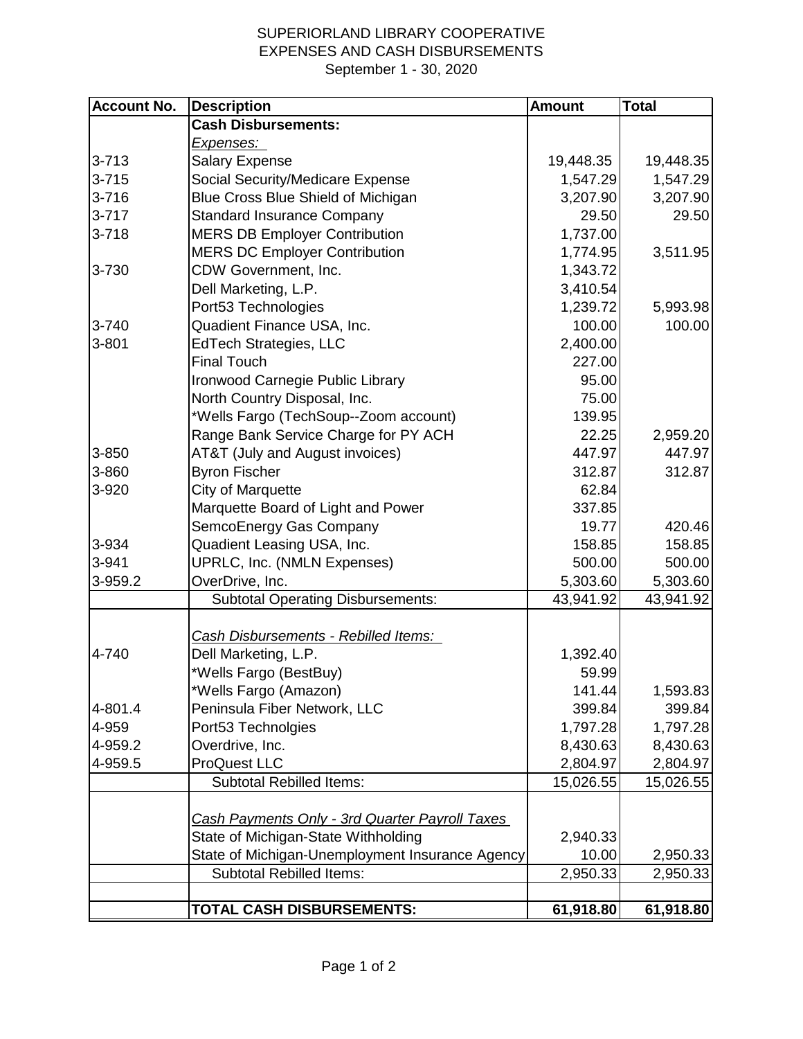# SUPERIORLAND LIBRARY COOPERATIVE
## EXPENSES AND CASH DISBURSEMENTS
### September 1 - 30, 2020

| Account No. | Description | Amount | Total |
|---|---|---|---|
| | **Cash Disbursements:** | | |
| | *Expenses:* | | |
| 3-713 | Salary Expense | 19,448.35 | 19,448.35 |
| 3-715 | Social Security/Medicare Expense | 1,547.29 | 1,547.29 |
| 3-716 | Blue Cross Blue Shield of Michigan | 3,207.90 | 3,207.90 |
| 3-717 | Standard Insurance Company | 29.50 | 29.50 |
| 3-718 | MERS DB Employer Contribution | 1,737.00 | |
| | MERS DC Employer Contribution | 1,774.95 | 3,511.95 |
| 3-730 | CDW Government, Inc. | 1,343.72 | |
| | Dell Marketing, L.P. | 3,410.54 | |
| | Port53 Technologies | 1,239.72 | 5,993.98 |
| 3-740 | Quadient Finance USA, Inc. | 100.00 | 100.00 |
| 3-801 | EdTech Strategies, LLC | 2,400.00 | |
| | Final Touch | 227.00 | |
| | Ironwood Carnegie Public Library | 95.00 | |
| | North Country Disposal, Inc. | 75.00 | |
| | *Wells Fargo (TechSoup--Zoom account) | 139.95 | |
| | Range Bank Service Charge for PY ACH | 22.25 | 2,959.20 |
| 3-850 | AT&T (July and August invoices) | 447.97 | 447.97 |
| 3-860 | Byron Fischer | 312.87 | 312.87 |
| 3-920 | City of Marquette | 62.84 | |
| | Marquette Board of Light and Power | 337.85 | |
| | SemcoEnergy Gas Company | 19.77 | 420.46 |
| 3-934 | Quadient Leasing USA, Inc. | 158.85 | 158.85 |
| 3-941 | UPRLC, Inc. (NMLN Expenses) | 500.00 | 500.00 |
| 3-959.2 | OverDrive, Inc. | 5,303.60 | 5,303.60 |
| | Subtotal Operating Disbursements: | 43,941.92 | 43,941.92 |
| | | | |
| | *Cash Disbursements - Rebilled Items:* | | |
| 4-740 | Dell Marketing, L.P. | 1,392.40 | |
| | *Wells Fargo (BestBuy) | 59.99 | |
| | *Wells Fargo (Amazon) | 141.44 | 1,593.83 |
| 4-801.4 | Peninsula Fiber Network, LLC | 399.84 | 399.84 |
| 4-959 | Port53 Technolgies | 1,797.28 | 1,797.28 |
| 4-959.2 | Overdrive, Inc. | 8,430.63 | 8,430.63 |
| 4-959.5 | ProQuest LLC | 2,804.97 | 2,804.97 |
| | Subtotal Rebilled Items: | 15,026.55 | 15,026.55 |
| | | | |
| | *Cash Payments Only - 3rd Quarter Payroll Taxes* | | |
| | State of Michigan-State Withholding | 2,940.33 | |
| | State of Michigan-Unemployment Insurance Agency | 10.00 | 2,950.33 |
| | Subtotal Rebilled Items: | 2,950.33 | 2,950.33 |
| | | | |
| | **TOTAL CASH DISBURSEMENTS:** | **61,918.80** | **61,918.80** |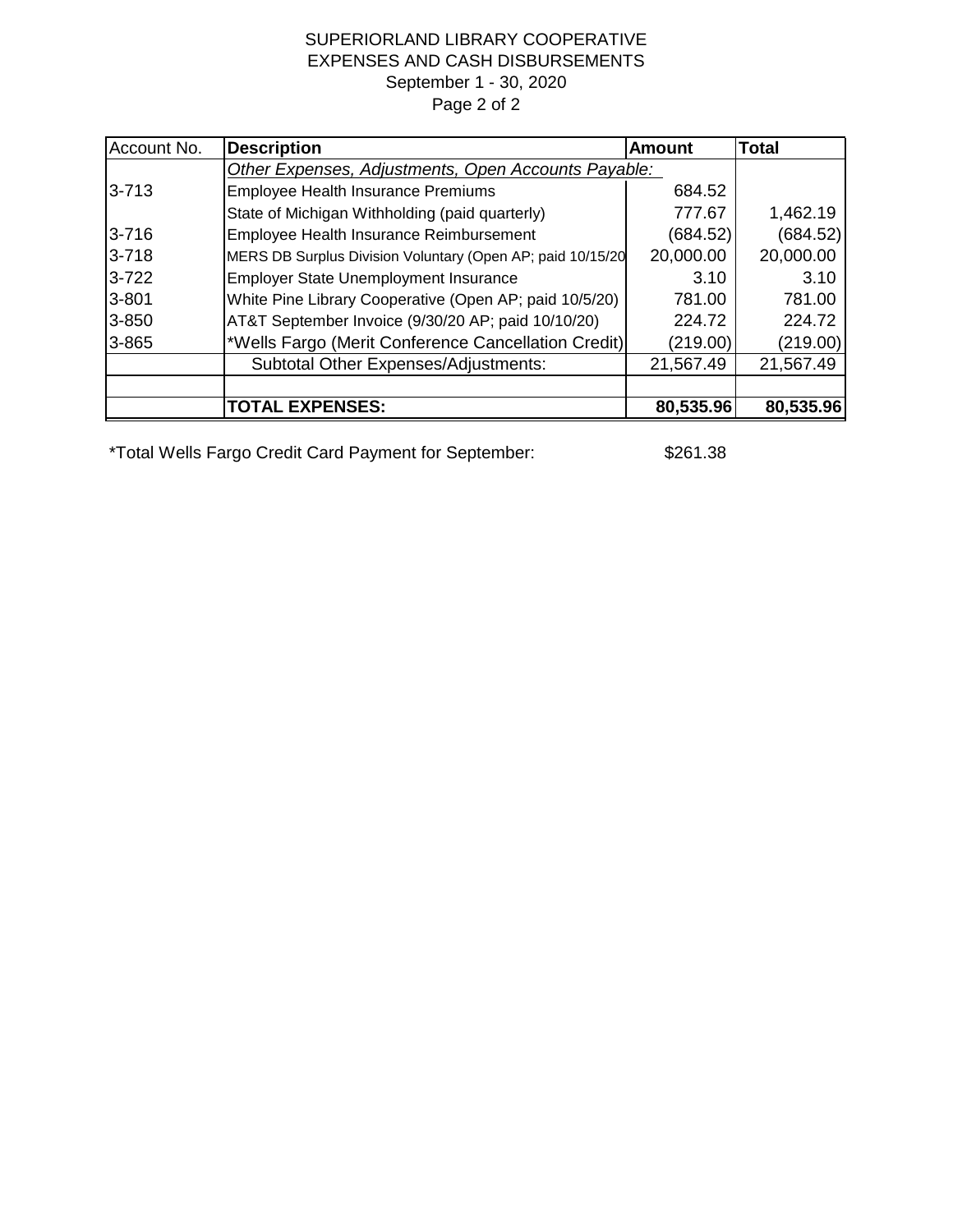# SUPERIORLAND LIBRARY COOPERATIVE
## EXPENSES AND CASH DISBURSEMENTS
### September 1 - 30, 2020

| Account No. | **Description** | **Amount** | **Total** |
|---|---|---|---|
| | *Other Expenses, Adjustments, Open Accounts Payable:* | | |
| 3-713 | Employee Health Insurance Premiums | 684.52 | |
| | State of Michigan Withholding (paid quarterly) | 777.67 | 1,462.19 |
| 3-716 | Employee Health Insurance Reimbursement | (684.52) | (684.52) |
| 3-718 | MERS DB Surplus Division Voluntary (Open AP; paid 10/15/20 | 20,000.00 | 20,000.00 |
| 3-722 | Employer State Unemployment Insurance | 3.10 | 3.10 |
| 3-801 | White Pine Library Cooperative (Open AP; paid 10/5/20) | 781.00 | 781.00 |
| 3-850 | AT&T September Invoice (9/30/20 AP; paid 10/10/20) | 224.72 | 224.72 |
| 3-865 | *Wells Fargo (Merit Conference Cancellation Credit) | (219.00) | (219.00) |
| | Subtotal Other Expenses/Adjustments: | 21,567.49 | 21,567.49 |
| | | | |
| | **TOTAL EXPENSES:** | **80,535.96** | **80,535.96** |

*Total Wells Fargo Credit Card Payment for September: $261.38